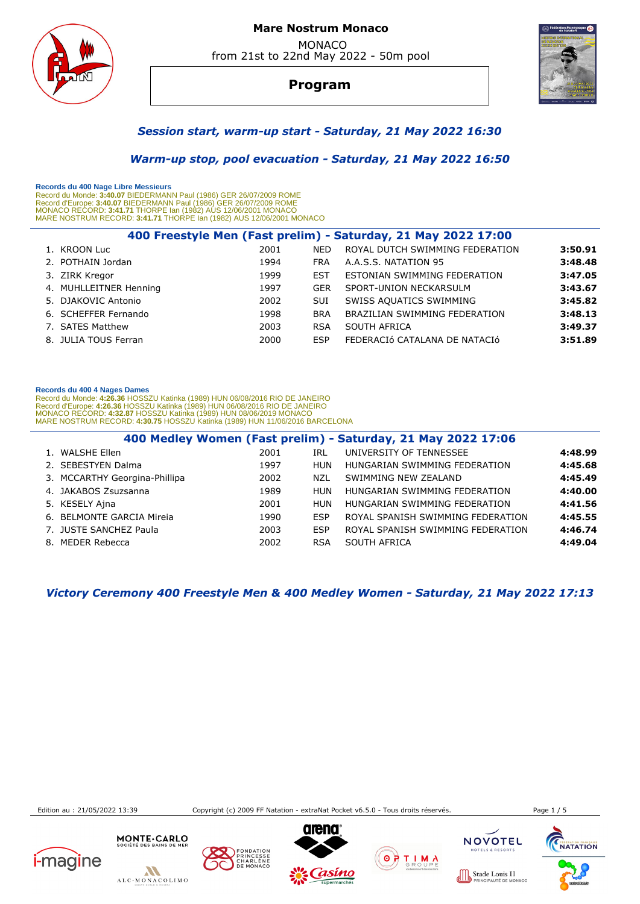# Mare Nostrum Monaco

MONACO
from 21st to 22nd May 2022 - 50m pool

## Program

### *Session start, warm-up start - Saturday, 21 May 2022 16:30*

### *Warm-up stop, pool evacuation - Saturday, 21 May 2022 16:50*

**Records du 400 Nage Libre Messieurs**
Record du Monde: **3:40.07** BIEDERMANN Paul (1986) GER 26/07/2009 ROME
Record d'Europe: **3:40.07** BIEDERMANN Paul (1986) GER 26/07/2009 ROME
MONACO RECORD: **3:41.71** THORPE Ian (1982) AUS 12/06/2001 MONACO
MARE NOSTRUM RECORD: **3:41.71** THORPE Ian (1982) AUS 12/06/2001 MONACO

### 400 Freestyle Men (Fast prelim) - Saturday, 21 May 2022 17:00

| | Name | Year | Nat | Club | Time |
|---|---|---|---|---|---|
| 1. | KROON Luc | 2001 | NED | ROYAL DUTCH SWIMMING FEDERATION | **3:50.91** |
| 2. | POTHAIN Jordan | 1994 | FRA | A.A.S.S. NATATION 95 | **3:48.48** |
| 3. | ZIRK Kregor | 1999 | EST | ESTONIAN SWIMMING FEDERATION | **3:47.05** |
| 4. | MUHLLEITNER Henning | 1997 | GER | SPORT-UNION NECKARSULM | **3:43.67** |
| 5. | DJAKOVIC Antonio | 2002 | SUI | SWISS AQUATICS SWIMMING | **3:45.82** |
| 6. | SCHEFFER Fernando | 1998 | BRA | BRAZILIAN SWIMMING FEDERATION | **3:48.13** |
| 7. | SATES Matthew | 2003 | RSA | SOUTH AFRICA | **3:49.37** |
| 8. | JULIA TOUS Ferran | 2000 | ESP | FEDERACIó CATALANA DE NATACIó | **3:51.89** |

**Records du 400 4 Nages Dames**
Record du Monde: **4:26.36** HOSSZU Katinka (1989) HUN 06/08/2016 RIO DE JANEIRO
Record d'Europe: **4:26.36** HOSSZU Katinka (1989) HUN 06/08/2016 RIO DE JANEIRO
MONACO RECORD: **4:32.87** HOSSZU Katinka (1989) HUN 08/06/2019 MONACO
MARE NOSTRUM RECORD: **4:30.75** HOSSZU Katinka (1989) HUN 11/06/2016 BARCELONA

### 400 Medley Women (Fast prelim) - Saturday, 21 May 2022 17:06

| | Name | Year | Nat | Club | Time |
|---|---|---|---|---|---|
| 1. | WALSHE Ellen | 2001 | IRL | UNIVERSITY OF TENNESSEE | **4:48.99** |
| 2. | SEBESTYEN Dalma | 1997 | HUN | HUNGARIAN SWIMMING FEDERATION | **4:45.68** |
| 3. | MCCARTHY Georgina-Phillipa | 2002 | NZL | SWIMMING NEW ZEALAND | **4:45.49** |
| 4. | JAKABOS Zsuzsanna | 1989 | HUN | HUNGARIAN SWIMMING FEDERATION | **4:40.00** |
| 5. | KESELY Ajna | 2001 | HUN | HUNGARIAN SWIMMING FEDERATION | **4:41.56** |
| 6. | BELMONTE GARCIA Mireia | 1990 | ESP | ROYAL SPANISH SWIMMING FEDERATION | **4:45.55** |
| 7. | JUSTE SANCHEZ Paula | 2003 | ESP | ROYAL SPANISH SWIMMING FEDERATION | **4:46.74** |
| 8. | MEDER Rebecca | 2002 | RSA | SOUTH AFRICA | **4:49.04** |

### *Victory Ceremony 400 Freestyle Men & 400 Medley Women - Saturday, 21 May 2022 17:13*

Edition au : 21/05/2022 13:39 Copyright (c) 2009 FF Natation - extraNat Pocket v6.5.0 - Tous droits réservés.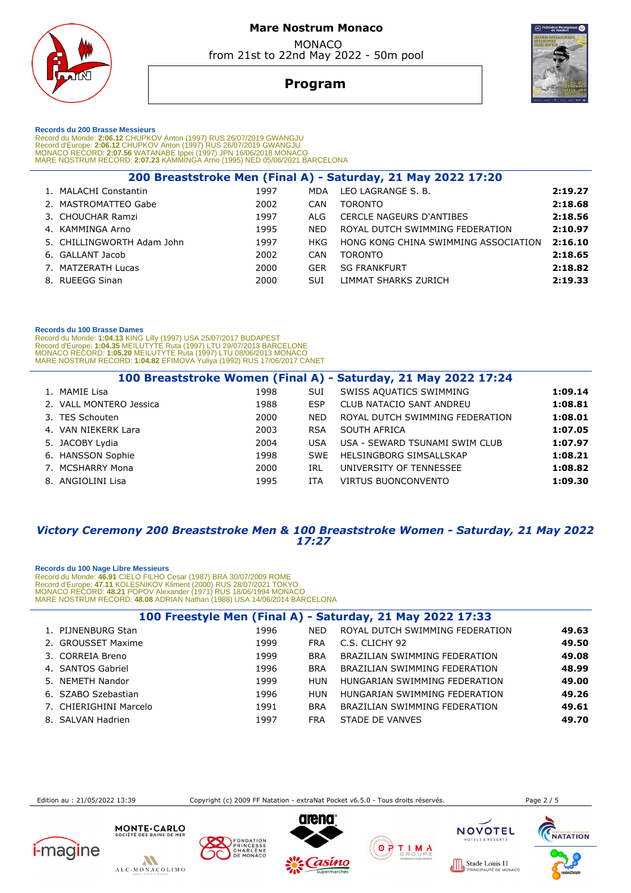**Records du 200 Brasse Messieurs**
Record du Monde: **2:06.12** CHUPKOV Anton (1997) RUS 26/07/2019 GWANGJU
Record d'Europe: **2:06.12** CHUPKOV Anton (1997) RUS 26/07/2019 GWANGJU
MONACO RECORD: **2:07.56** WATANABE Ippei (1997) JPN 16/06/2018 MONACO
MARE NOSTRUM RECORD: **2:07.23** KAMMINGA Arno (1995) NED 05/06/2021 BARCELONA

## 200 Breaststroke Men (Final A) - Saturday, 21 May 2022 17:20

| | Name | Year | Nat | Club | Time |
|---|---|---|---|---|---|
| 1. | MALACHI Constantin | 1997 | MDA | LEO LAGRANGE S. B. | **2:19.27** |
| 2. | MASTROMATTEO Gabe | 2002 | CAN | TORONTO | **2:18.68** |
| 3. | CHOUCHAR Ramzi | 1997 | ALG | CERCLE NAGEURS D'ANTIBES | **2:18.56** |
| 4. | KAMMINGA Arno | 1995 | NED | ROYAL DUTCH SWIMMING FEDERATION | **2:10.97** |
| 5. | CHILLINGWORTH Adam John | 1997 | HKG | HONG KONG CHINA SWIMMING ASSOCIATION | **2:16.10** |
| 6. | GALLANT Jacob | 2002 | CAN | TORONTO | **2:18.65** |
| 7. | MATZERATH Lucas | 2000 | GER | SG FRANKFURT | **2:18.82** |
| 8. | RUEEGG Sinan | 2000 | SUI | LIMMAT SHARKS ZURICH | **2:19.33** |

**Records du 100 Brasse Dames**
Record du Monde: **1:04.13** KING Lilly (1997) USA 25/07/2017 BUDAPEST
Record d'Europe: **1:04.35** MEILUTYTE Ruta (1997) LTU 29/07/2013 BARCELONE
MONACO RECORD: **1:05.20** MEILUTYTE Ruta (1997) LTU 08/06/2013 MONACO
MARE NOSTRUM RECORD: **1:04.82** EFIMOVA Yuliya (1992) RUS 17/06/2017 CANET

## 100 Breaststroke Women (Final A) - Saturday, 21 May 2022 17:24

| | Name | Year | Nat | Club | Time |
|---|---|---|---|---|---|
| 1. | MAMIE Lisa | 1998 | SUI | SWISS AQUATICS SWIMMING | **1:09.14** |
| 2. | VALL MONTERO Jessica | 1988 | ESP | CLUB NATACIO SANT ANDREU | **1:08.81** |
| 3. | TES Schouten | 2000 | NED | ROYAL DUTCH SWIMMING FEDERATION | **1:08.01** |
| 4. | VAN NIEKERK Lara | 2003 | RSA | SOUTH AFRICA | **1:07.05** |
| 5. | JACOBY Lydia | 2004 | USA | USA - SEWARD TSUNAMI SWIM CLUB | **1:07.97** |
| 6. | HANSSON Sophie | 1998 | SWE | HELSINGBORG SIMSALLSKAP | **1:08.21** |
| 7. | MCSHARRY Mona | 2000 | IRL | UNIVERSITY OF TENNESSEE | **1:08.82** |
| 8. | ANGIOLINI Lisa | 1995 | ITA | VIRTUS BUONCONVENTO | **1:09.30** |

### *Victory Ceremony 200 Breaststroke Men & 100 Breaststroke Women - Saturday, 21 May 2022 17:27*

**Records du 100 Nage Libre Messieurs**
Record du Monde: **46.91** CIELO FILHO Cesar (1987) BRA 30/07/2009 ROME
Record d'Europe: **47.11** KOLESNIKOV Kliment (2000) RUS 28/07/2021 TOKYO
MONACO RECORD: **48.21** POPOV Alexander (1971) RUS 18/06/1994 MONACO
MARE NOSTRUM RECORD: **48.08** ADRIAN Nathan (1988) USA 14/06/2014 BARCELONA

## 100 Freestyle Men (Final A) - Saturday, 21 May 2022 17:33

| | Name | Year | Nat | Club | Time |
|---|---|---|---|---|---|
| 1. | PIJNENBURG Stan | 1996 | NED | ROYAL DUTCH SWIMMING FEDERATION | **49.63** |
| 2. | GROUSSET Maxime | 1999 | FRA | C.S. CLICHY 92 | **49.50** |
| 3. | CORREIA Breno | 1999 | BRA | BRAZILIAN SWIMMING FEDERATION | **49.08** |
| 4. | SANTOS Gabriel | 1996 | BRA | BRAZILIAN SWIMMING FEDERATION | **48.99** |
| 5. | NEMETH Nandor | 1999 | HUN | HUNGARIAN SWIMMING FEDERATION | **49.00** |
| 6. | SZABO Szebastian | 1996 | HUN | HUNGARIAN SWIMMING FEDERATION | **49.26** |
| 7. | CHIERIGHINI Marcelo | 1991 | BRA | BRAZILIAN SWIMMING FEDERATION | **49.61** |
| 8. | SALVAN Hadrien | 1997 | FRA | STADE DE VANVES | **49.70** |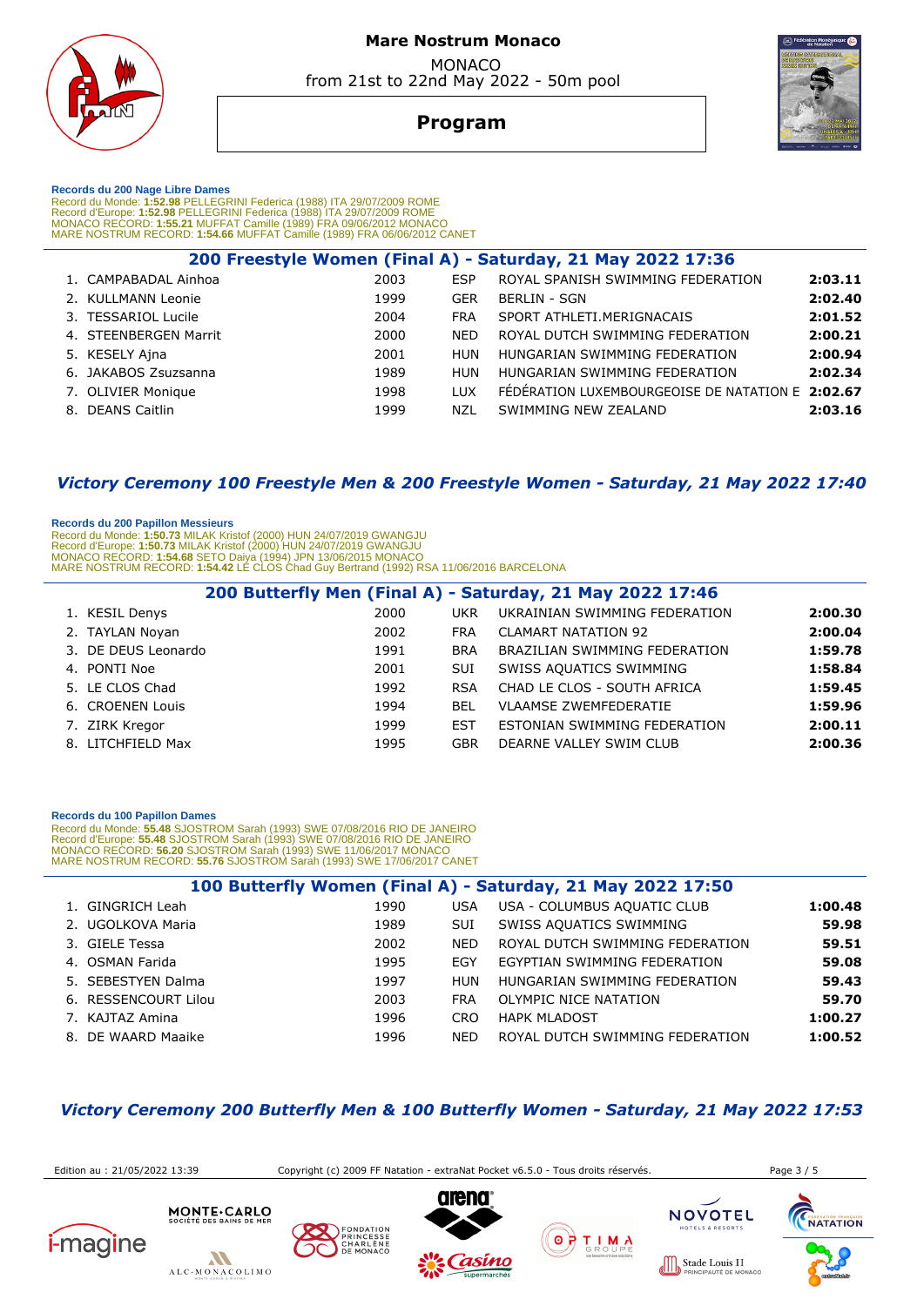# Mare Nostrum Monaco

MONACO
from 21st to 22nd May 2022 - 50m pool

## Program

**Records du 200 Nage Libre Dames**
Record du Monde: **1:52.98** PELLEGRINI Federica (1988) ITA 29/07/2009 ROME
Record d'Europe: **1:52.98** PELLEGRINI Federica (1988) ITA 29/07/2009 ROME
MONACO RECORD: **1:55.21** MUFFAT Camille (1989) FRA 09/06/2012 MONACO
MARE NOSTRUM RECORD: **1:54.66** MUFFAT Camille (1989) FRA 06/06/2012 CANET

### 200 Freestyle Women (Final A) - Saturday, 21 May 2022 17:36

| | Name | Year | Nat | Club | Time |
|---|---|---|---|---|---|
| 1. | CAMPABADAL Ainhoa | 2003 | ESP | ROYAL SPANISH SWIMMING FEDERATION | **2:03.11** |
| 2. | KULLMANN Leonie | 1999 | GER | BERLIN - SGN | **2:02.40** |
| 3. | TESSARIOL Lucile | 2004 | FRA | SPORT ATHLETI.MERIGNACAIS | **2:01.52** |
| 4. | STEENBERGEN Marrit | 2000 | NED | ROYAL DUTCH SWIMMING FEDERATION | **2:00.21** |
| 5. | KESELY Ajna | 2001 | HUN | HUNGARIAN SWIMMING FEDERATION | **2:00.94** |
| 6. | JAKABOS Zsuzsanna | 1989 | HUN | HUNGARIAN SWIMMING FEDERATION | **2:02.34** |
| 7. | OLIVIER Monique | 1998 | LUX | FÉDÉRATION LUXEMBOURGEOISE DE NATATION E | **2:02.67** |
| 8. | DEANS Caitlin | 1999 | NZL | SWIMMING NEW ZEALAND | **2:03.16** |

### *Victory Ceremony 100 Freestyle Men & 200 Freestyle Women - Saturday, 21 May 2022 17:40*

**Records du 200 Papillon Messieurs**
Record du Monde: **1:50.73** MILAK Kristof (2000) HUN 24/07/2019 GWANGJU
Record d'Europe: **1:50.73** MILAK Kristof (2000) HUN 24/07/2019 GWANGJU
MONACO RECORD: **1:54.68** SETO Daiya (1994) JPN 13/06/2015 MONACO
MARE NOSTRUM RECORD: **1:54.42** LE CLOS Chad Guy Bertrand (1992) RSA 11/06/2016 BARCELONA

### 200 Butterfly Men (Final A) - Saturday, 21 May 2022 17:46

| | Name | Year | Nat | Club | Time |
|---|---|---|---|---|---|
| 1. | KESIL Denys | 2000 | UKR | UKRAINIAN SWIMMING FEDERATION | **2:00.30** |
| 2. | TAYLAN Noyan | 2002 | FRA | CLAMART NATATION 92 | **2:00.04** |
| 3. | DE DEUS Leonardo | 1991 | BRA | BRAZILIAN SWIMMING FEDERATION | **1:59.78** |
| 4. | PONTI Noe | 2001 | SUI | SWISS AQUATICS SWIMMING | **1:58.84** |
| 5. | LE CLOS Chad | 1992 | RSA | CHAD LE CLOS - SOUTH AFRICA | **1:59.45** |
| 6. | CROENEN Louis | 1994 | BEL | VLAAMSE ZWEMFEDERATIE | **1:59.96** |
| 7. | ZIRK Kregor | 1999 | EST | ESTONIAN SWIMMING FEDERATION | **2:00.11** |
| 8. | LITCHFIELD Max | 1995 | GBR | DEARNE VALLEY SWIM CLUB | **2:00.36** |

**Records du 100 Papillon Dames**
Record du Monde: **55.48** SJOSTROM Sarah (1993) SWE 07/08/2016 RIO DE JANEIRO
Record d'Europe: **55.48** SJOSTROM Sarah (1993) SWE 07/08/2016 RIO DE JANEIRO
MONACO RECORD: **56.20** SJOSTROM Sarah (1993) SWE 11/06/2017 MONACO
MARE NOSTRUM RECORD: **55.76** SJOSTROM Sarah (1993) SWE 17/06/2017 CANET

### 100 Butterfly Women (Final A) - Saturday, 21 May 2022 17:50

| | Name | Year | Nat | Club | Time |
|---|---|---|---|---|---|
| 1. | GINGRICH Leah | 1990 | USA | USA - COLUMBUS AQUATIC CLUB | **1:00.48** |
| 2. | UGOLKOVA Maria | 1989 | SUI | SWISS AQUATICS SWIMMING | **59.98** |
| 3. | GIELE Tessa | 2002 | NED | ROYAL DUTCH SWIMMING FEDERATION | **59.51** |
| 4. | OSMAN Farida | 1995 | EGY | EGYPTIAN SWIMMING FEDERATION | **59.08** |
| 5. | SEBESTYEN Dalma | 1997 | HUN | HUNGARIAN SWIMMING FEDERATION | **59.43** |
| 6. | RESSENCOURT Lilou | 2003 | FRA | OLYMPIC NICE NATATION | **59.70** |
| 7. | KAJTAZ Amina | 1996 | CRO | HAPK MLADOST | **1:00.27** |
| 8. | DE WAARD Maaike | 1996 | NED | ROYAL DUTCH SWIMMING FEDERATION | **1:00.52** |

### *Victory Ceremony 200 Butterfly Men & 100 Butterfly Women - Saturday, 21 May 2022 17:53*

Edition au : 21/05/2022 13:39 Copyright (c) 2009 FF Natation - extraNat Pocket v6.5.0 - Tous droits réservés.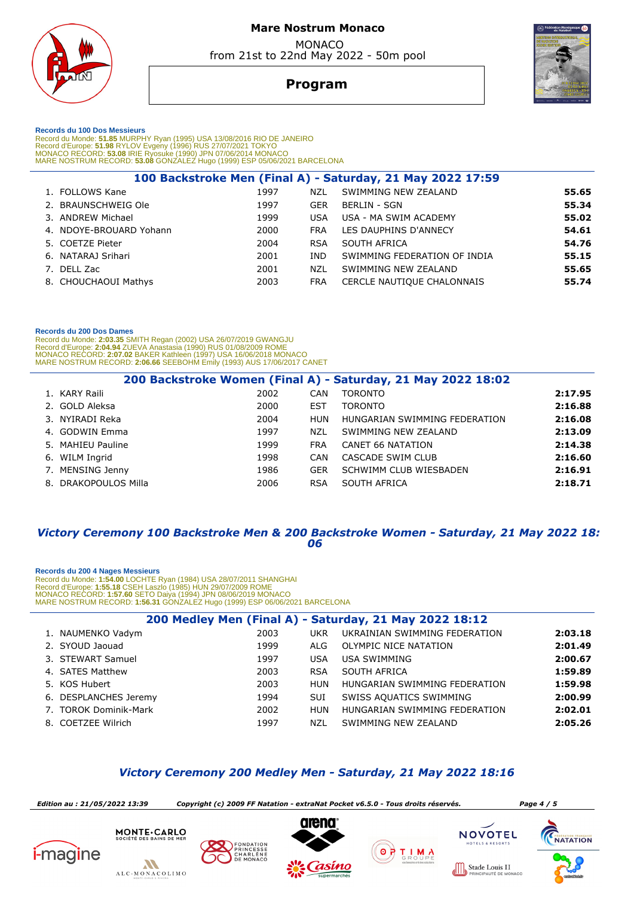# Mare Nostrum Monaco

MONACO
from 21st to 22nd May 2022 - 50m pool

## Program

**Records du 100 Dos Messieurs**
Record du Monde: **51.85** MURPHY Ryan (1995) USA 13/08/2016 RIO DE JANEIRO
Record d'Europe: **51.98** RYLOV Evgeny (1996) RUS 27/07/2021 TOKYO
MONACO RECORD: **53.08** IRIE Ryosuke (1990) JPN 07/06/2014 MONACO
MARE NOSTRUM RECORD: **53.08** GONZALEZ Hugo (1999) ESP 05/06/2021 BARCELONA

### 100 Backstroke Men (Final A) - Saturday, 21 May 2022 17:59

| | Name | Year | Nat | Club | Time |
|---|---|---|---|---|---|
| 1. | FOLLOWS Kane | 1997 | NZL | SWIMMING NEW ZEALAND | **55.65** |
| 2. | BRAUNSCHWEIG Ole | 1997 | GER | BERLIN - SGN | **55.34** |
| 3. | ANDREW Michael | 1999 | USA | USA - MA SWIM ACADEMY | **55.02** |
| 4. | NDOYE-BROUARD Yohann | 2000 | FRA | LES DAUPHINS D'ANNECY | **54.61** |
| 5. | COETZE Pieter | 2004 | RSA | SOUTH AFRICA | **54.76** |
| 6. | NATARAJ Srihari | 2001 | IND | SWIMMING FEDERATION OF INDIA | **55.15** |
| 7. | DELL Zac | 2001 | NZL | SWIMMING NEW ZEALAND | **55.65** |
| 8. | CHOUCHAOUI Mathys | 2003 | FRA | CERCLE NAUTIQUE CHALONNAIS | **55.74** |

**Records du 200 Dos Dames**
Record du Monde: **2:03.35** SMITH Regan (2002) USA 26/07/2019 GWANGJU
Record d'Europe: **2:04.94** ZUEVA Anastasia (1990) RUS 01/08/2009 ROME
MONACO RECORD: **2:07.02** BAKER Kathleen (1997) USA 16/06/2018 MONACO
MARE NOSTRUM RECORD: **2:06.66** SEEBOHM Emily (1993) AUS 17/06/2017 CANET

### 200 Backstroke Women (Final A) - Saturday, 21 May 2022 18:02

| | Name | Year | Nat | Club | Time |
|---|---|---|---|---|---|
| 1. | KARY Raili | 2002 | CAN | TORONTO | **2:17.95** |
| 2. | GOLD Aleksa | 2000 | EST | TORONTO | **2:16.88** |
| 3. | NYIRADI Reka | 2004 | HUN | HUNGARIAN SWIMMING FEDERATION | **2:16.08** |
| 4. | GODWIN Emma | 1997 | NZL | SWIMMING NEW ZEALAND | **2:13.09** |
| 5. | MAHIEU Pauline | 1999 | FRA | CANET 66 NATATION | **2:14.38** |
| 6. | WILM Ingrid | 1998 | CAN | CASCADE SWIM CLUB | **2:16.60** |
| 7. | MENSING Jenny | 1986 | GER | SCHWIMM CLUB WIESBADEN | **2:16.91** |
| 8. | DRAKOPOULOS Milla | 2006 | RSA | SOUTH AFRICA | **2:18.71** |

***Victory Ceremony 100 Backstroke Men & 200 Backstroke Women - Saturday, 21 May 2022 18:06***

**Records du 200 4 Nages Messieurs**
Record du Monde: **1:54.00** LOCHTE Ryan (1984) USA 28/07/2011 SHANGHAI
Record d'Europe: **1:55.18** CSEH Laszlo (1985) HUN 29/07/2009 ROME
MONACO RECORD: **1:57.60** SETO Daiya (1994) JPN 08/06/2019 MONACO
MARE NOSTRUM RECORD: **1:56.31** GONZALEZ Hugo (1999) ESP 06/06/2021 BARCELONA

### 200 Medley Men (Final A) - Saturday, 21 May 2022 18:12

| | Name | Year | Nat | Club | Time |
|---|---|---|---|---|---|
| 1. | NAUMENKO Vadym | 2003 | UKR | UKRAINIAN SWIMMING FEDERATION | **2:03.18** |
| 2. | SYOUD Jaouad | 1999 | ALG | OLYMPIC NICE NATATION | **2:01.49** |
| 3. | STEWART Samuel | 1997 | USA | USA SWIMMING | **2:00.67** |
| 4. | SATES Matthew | 2003 | RSA | SOUTH AFRICA | **1:59.89** |
| 5. | KOS Hubert | 2003 | HUN | HUNGARIAN SWIMMING FEDERATION | **1:59.98** |
| 6. | DESPLANCHES Jeremy | 1994 | SUI | SWISS AQUATICS SWIMMING | **2:00.99** |
| 7. | TOROK Dominik-Mark | 2002 | HUN | HUNGARIAN SWIMMING FEDERATION | **2:02.01** |
| 8. | COETZEE Wilrich | 1997 | NZL | SWIMMING NEW ZEALAND | **2:05.26** |

***Victory Ceremony 200 Medley Men - Saturday, 21 May 2022 18:16***

*Edition au : 21/05/2022 13:39* *Copyright (c) 2009 FF Natation - extraNat Pocket v6.5.0 - Tous droits réservés.*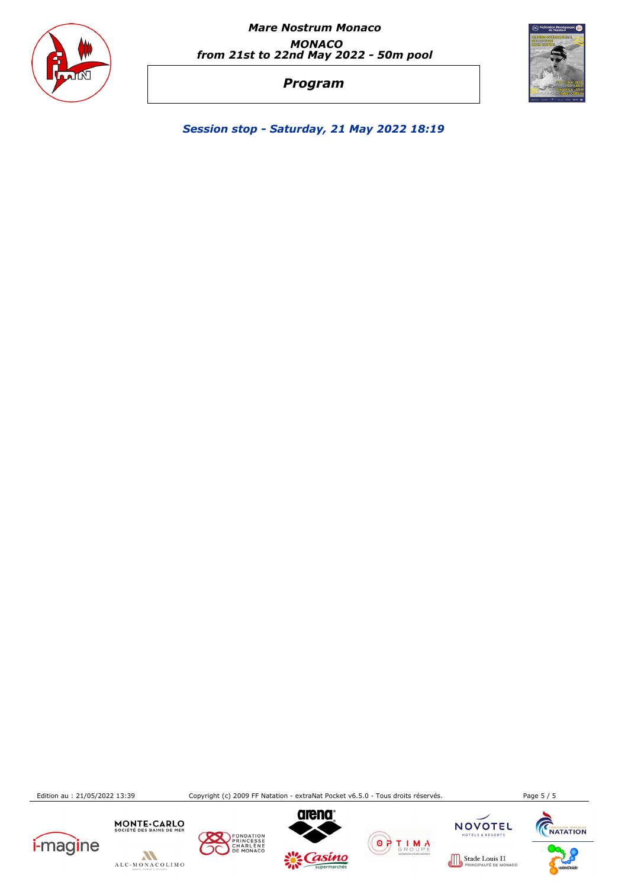*Mare Nostrum Monaco*

*MONACO*
*from 21st to 22nd May 2022 - 50m pool*

## *Program*

### *Session stop - Saturday, 21 May 2022 18:19*